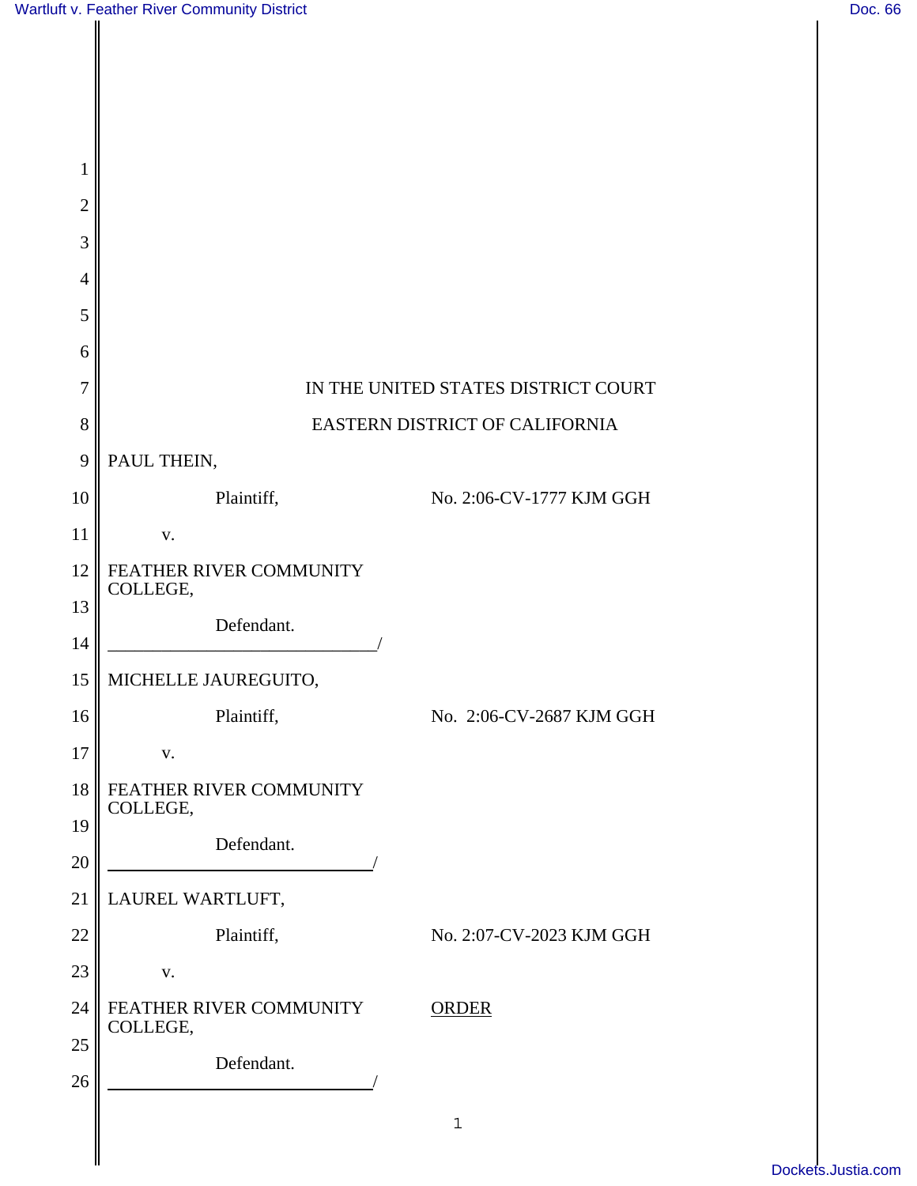IN THE UNITED STATES DISTRICT COURT

EASTERN DISTRICT OF CALIFORNIA

PAUL THEIN,

Plaintiff, No. 2:06-CV-1777 KJM GGH

v.

FEATHER RIVER COMMUNITY COLLEGE,

Defendant.
_____________________________/

MICHELLE JAUREGUITO,

Plaintiff, No. 2:06-CV-2687 KJM GGH

v.

FEATHER RIVER COMMUNITY COLLEGE,

Defendant.
_____________________________/

LAUREL WARTLUFT,

Plaintiff, No. 2:07-CV-2023 KJM GGH

v.

FEATHER RIVER COMMUNITY COLLEGE,

Defendant.
_____________________________/

ORDER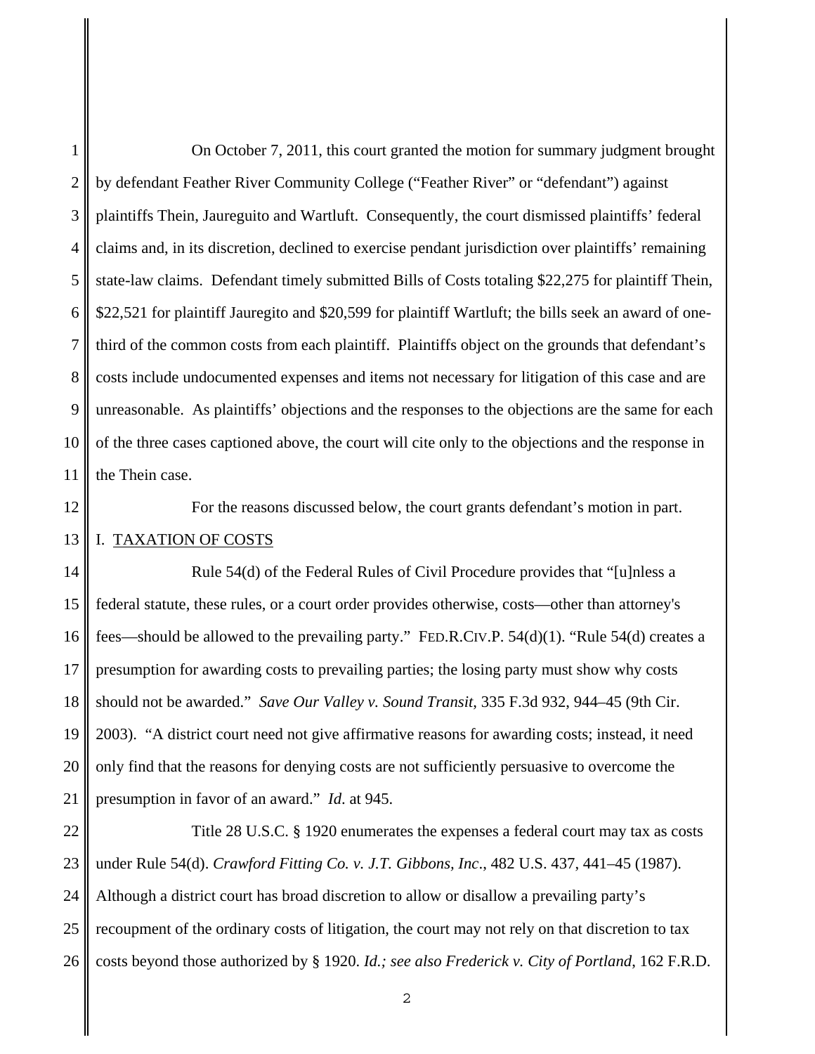On October 7, 2011, this court granted the motion for summary judgment brought by defendant Feather River Community College ("Feather River" or "defendant") against plaintiffs Thein, Jaureguito and Wartluft. Consequently, the court dismissed plaintiffs' federal claims and, in its discretion, declined to exercise pendant jurisdiction over plaintiffs' remaining state-law claims. Defendant timely submitted Bills of Costs totaling $22,275 for plaintiff Thein, $22,521 for plaintiff Jauregito and $20,599 for plaintiff Wartluft; the bills seek an award of one-third of the common costs from each plaintiff. Plaintiffs object on the grounds that defendant's costs include undocumented expenses and items not necessary for litigation of this case and are unreasonable. As plaintiffs' objections and the responses to the objections are the same for each of the three cases captioned above, the court will cite only to the objections and the response in the Thein case.

For the reasons discussed below, the court grants defendant's motion in part.

## I. TAXATION OF COSTS

Rule 54(d) of the Federal Rules of Civil Procedure provides that "[u]nless a federal statute, these rules, or a court order provides otherwise, costs—other than attorney's fees—should be allowed to the prevailing party." FED.R.CIV.P. 54(d)(1). "Rule 54(d) creates a presumption for awarding costs to prevailing parties; the losing party must show why costs should not be awarded." *Save Our Valley v. Sound Transit*, 335 F.3d 932, 944–45 (9th Cir. 2003). "A district court need not give affirmative reasons for awarding costs; instead, it need only find that the reasons for denying costs are not sufficiently persuasive to overcome the presumption in favor of an award." *Id*. at 945.

Title 28 U.S.C. § 1920 enumerates the expenses a federal court may tax as costs under Rule 54(d). *Crawford Fitting Co. v. J.T. Gibbons, Inc*., 482 U.S. 437, 441–45 (1987). Although a district court has broad discretion to allow or disallow a prevailing party's recoupment of the ordinary costs of litigation, the court may not rely on that discretion to tax costs beyond those authorized by § 1920. *Id.; see also Frederick v. City of Portland*, 162 F.R.D.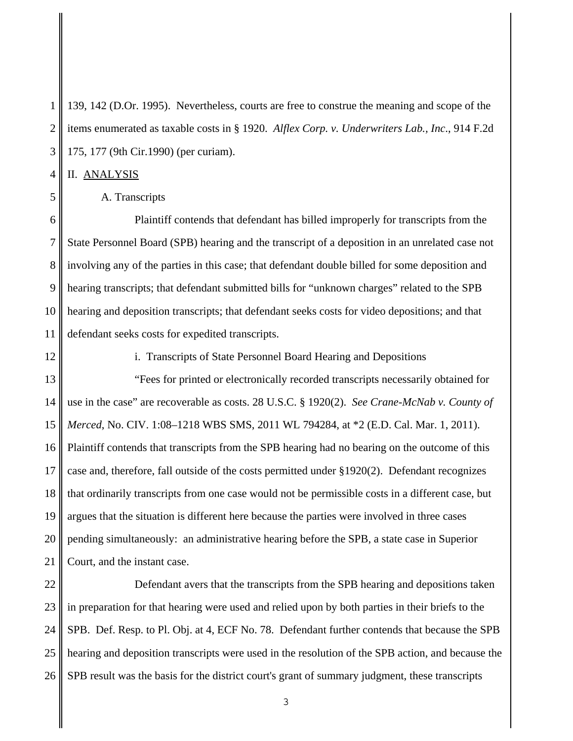139, 142 (D.Or. 1995). Nevertheless, courts are free to construe the meaning and scope of the items enumerated as taxable costs in § 1920. *Alflex Corp. v. Underwriters Lab., Inc.*, 914 F.2d 175, 177 (9th Cir.1990) (per curiam).

## II. ANALYSIS

### A. Transcripts

Plaintiff contends that defendant has billed improperly for transcripts from the State Personnel Board (SPB) hearing and the transcript of a deposition in an unrelated case not involving any of the parties in this case; that defendant double billed for some deposition and hearing transcripts; that defendant submitted bills for "unknown charges" related to the SPB hearing and deposition transcripts; that defendant seeks costs for video depositions; and that defendant seeks costs for expedited transcripts.

#### i. Transcripts of State Personnel Board Hearing and Depositions

"Fees for printed or electronically recorded transcripts necessarily obtained for use in the case" are recoverable as costs. 28 U.S.C. § 1920(2). *See Crane-McNab v. County of Merced*, No. CIV. 1:08–1218 WBS SMS, 2011 WL 794284, at *2 (E.D. Cal. Mar. 1, 2011). Plaintiff contends that transcripts from the SPB hearing had no bearing on the outcome of this case and, therefore, fall outside of the costs permitted under §1920(2). Defendant recognizes that ordinarily transcripts from one case would not be permissible costs in a different case, but argues that the situation is different here because the parties were involved in three cases pending simultaneously: an administrative hearing before the SPB, a state case in Superior Court, and the instant case.

Defendant avers that the transcripts from the SPB hearing and depositions taken in preparation for that hearing were used and relied upon by both parties in their briefs to the SPB. Def. Resp. to Pl. Obj. at 4, ECF No. 78. Defendant further contends that because the SPB hearing and deposition transcripts were used in the resolution of the SPB action, and because the SPB result was the basis for the district court's grant of summary judgment, these transcripts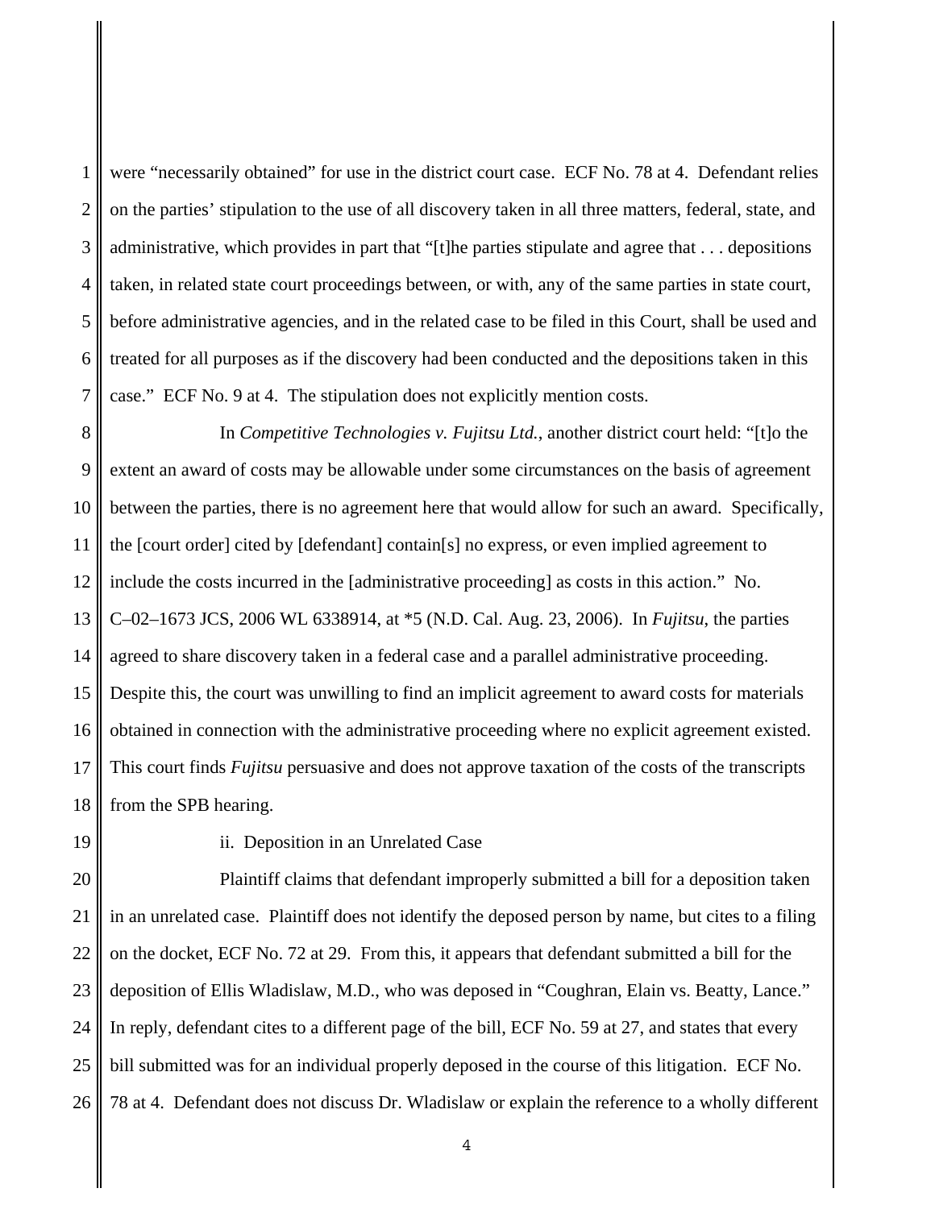were "necessarily obtained" for use in the district court case. ECF No. 78 at 4. Defendant relies on the parties' stipulation to the use of all discovery taken in all three matters, federal, state, and administrative, which provides in part that "[t]he parties stipulate and agree that . . . depositions taken, in related state court proceedings between, or with, any of the same parties in state court, before administrative agencies, and in the related case to be filed in this Court, shall be used and treated for all purposes as if the discovery had been conducted and the depositions taken in this case." ECF No. 9 at 4. The stipulation does not explicitly mention costs.

In *Competitive Technologies v. Fujitsu Ltd.*, another district court held: "[t]o the extent an award of costs may be allowable under some circumstances on the basis of agreement between the parties, there is no agreement here that would allow for such an award. Specifically, the [court order] cited by [defendant] contain[s] no express, or even implied agreement to include the costs incurred in the [administrative proceeding] as costs in this action." No. C–02–1673 JCS, 2006 WL 6338914, at *5 (N.D. Cal. Aug. 23, 2006). In *Fujitsu*, the parties agreed to share discovery taken in a federal case and a parallel administrative proceeding. Despite this, the court was unwilling to find an implicit agreement to award costs for materials obtained in connection with the administrative proceeding where no explicit agreement existed. This court finds *Fujitsu* persuasive and does not approve taxation of the costs of the transcripts from the SPB hearing.

ii. Deposition in an Unrelated Case

Plaintiff claims that defendant improperly submitted a bill for a deposition taken in an unrelated case. Plaintiff does not identify the deposed person by name, but cites to a filing on the docket, ECF No. 72 at 29. From this, it appears that defendant submitted a bill for the deposition of Ellis Wladislaw, M.D., who was deposed in "Coughran, Elain vs. Beatty, Lance." In reply, defendant cites to a different page of the bill, ECF No. 59 at 27, and states that every bill submitted was for an individual properly deposed in the course of this litigation. ECF No. 78 at 4. Defendant does not discuss Dr. Wladislaw or explain the reference to a wholly different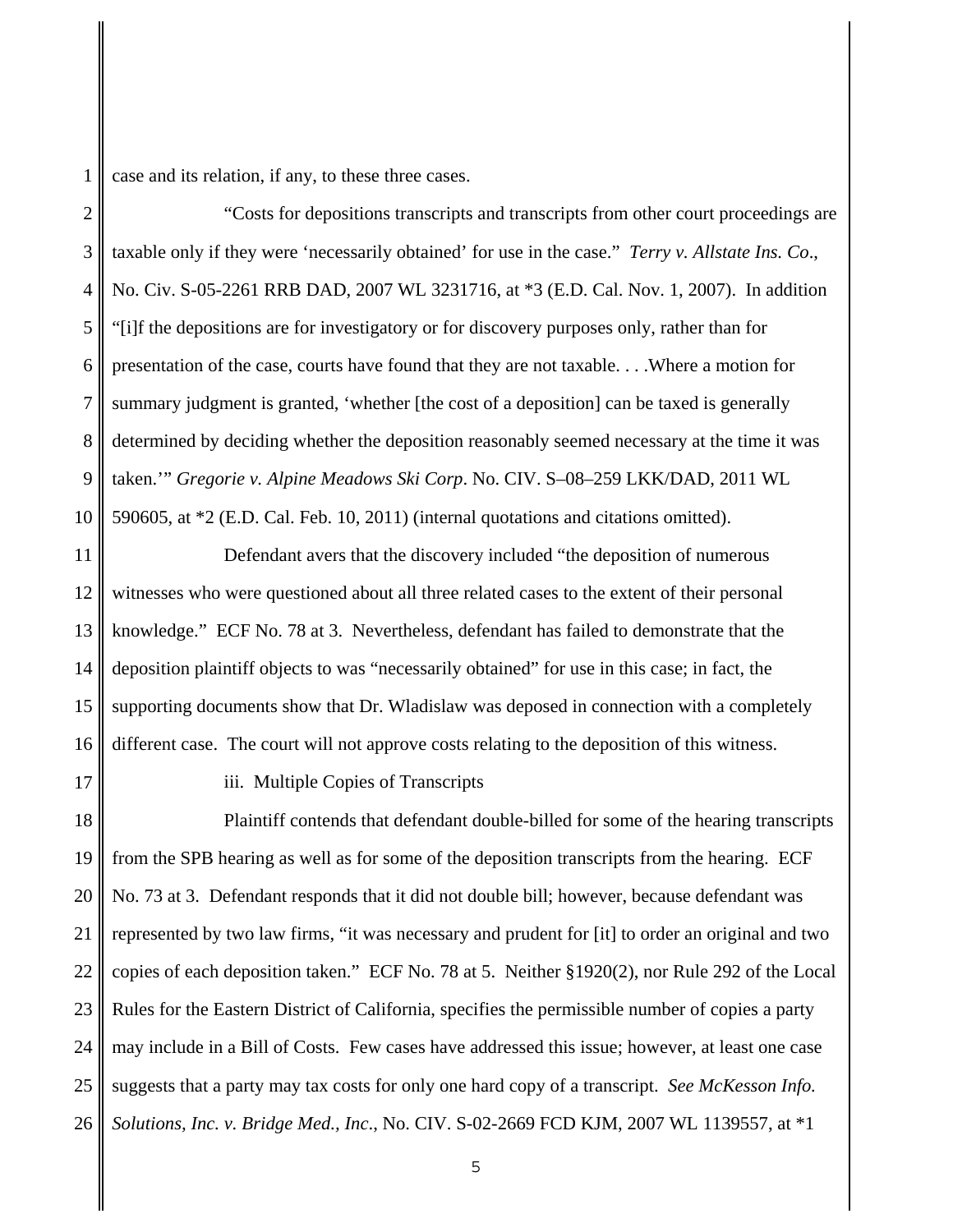case and its relation, if any, to these three cases.

"Costs for depositions transcripts and transcripts from other court proceedings are taxable only if they were 'necessarily obtained' for use in the case." *Terry v. Allstate Ins. Co*., No. Civ. S-05-2261 RRB DAD, 2007 WL 3231716, at *3 (E.D. Cal. Nov. 1, 2007). In addition "[i]f the depositions are for investigatory or for discovery purposes only, rather than for presentation of the case, courts have found that they are not taxable. . . .Where a motion for summary judgment is granted, 'whether [the cost of a deposition] can be taxed is generally determined by deciding whether the deposition reasonably seemed necessary at the time it was taken.'" *Gregorie v. Alpine Meadows Ski Corp*. No. CIV. S–08–259 LKK/DAD, 2011 WL 590605, at *2 (E.D. Cal. Feb. 10, 2011) (internal quotations and citations omitted).

Defendant avers that the discovery included "the deposition of numerous witnesses who were questioned about all three related cases to the extent of their personal knowledge." ECF No. 78 at 3. Nevertheless, defendant has failed to demonstrate that the deposition plaintiff objects to was "necessarily obtained" for use in this case; in fact, the supporting documents show that Dr. Wladislaw was deposed in connection with a completely different case. The court will not approve costs relating to the deposition of this witness.

iii. Multiple Copies of Transcripts

Plaintiff contends that defendant double-billed for some of the hearing transcripts from the SPB hearing as well as for some of the deposition transcripts from the hearing. ECF No. 73 at 3. Defendant responds that it did not double bill; however, because defendant was represented by two law firms, "it was necessary and prudent for [it] to order an original and two copies of each deposition taken." ECF No. 78 at 5. Neither §1920(2), nor Rule 292 of the Local Rules for the Eastern District of California, specifies the permissible number of copies a party may include in a Bill of Costs. Few cases have addressed this issue; however, at least one case suggests that a party may tax costs for only one hard copy of a transcript. *See McKesson Info. Solutions, Inc. v. Bridge Med., Inc*., No. CIV. S-02-2669 FCD KJM, 2007 WL 1139557, at *1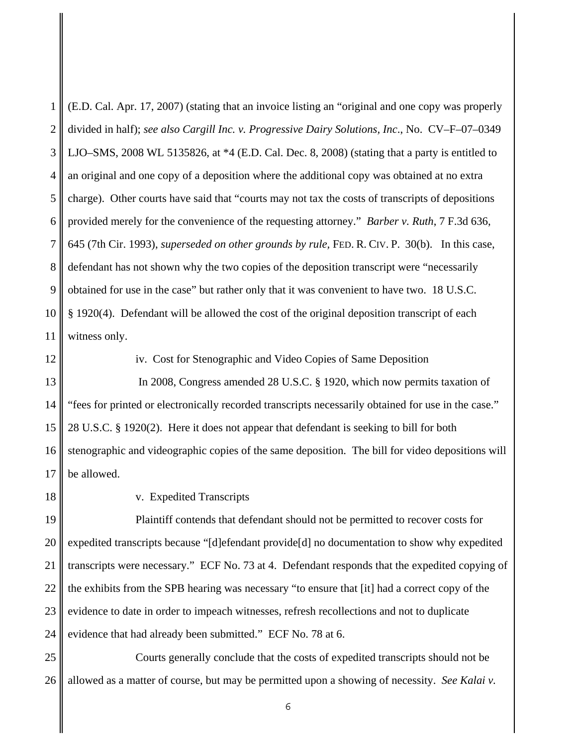(E.D. Cal. Apr. 17, 2007) (stating that an invoice listing an "original and one copy was properly divided in half); *see also Cargill Inc. v. Progressive Dairy Solutions, Inc.*, No. CV–F–07–0349 LJO–SMS, 2008 WL 5135826, at *4 (E.D. Cal. Dec. 8, 2008) (stating that a party is entitled to an original and one copy of a deposition where the additional copy was obtained at no extra charge). Other courts have said that "courts may not tax the costs of transcripts of depositions provided merely for the convenience of the requesting attorney." *Barber v. Ruth*, 7 F.3d 636, 645 (7th Cir. 1993), *superseded on other grounds by rule*, FED. R. CIV. P. 30(b). In this case, defendant has not shown why the two copies of the deposition transcript were "necessarily obtained for use in the case" but rather only that it was convenient to have two. 18 U.S.C. § 1920(4). Defendant will be allowed the cost of the original deposition transcript of each witness only.

iv. Cost for Stenographic and Video Copies of Same Deposition

In 2008, Congress amended 28 U.S.C. § 1920, which now permits taxation of "fees for printed or electronically recorded transcripts necessarily obtained for use in the case." 28 U.S.C. § 1920(2). Here it does not appear that defendant is seeking to bill for both stenographic and videographic copies of the same deposition. The bill for video depositions will be allowed.

v. Expedited Transcripts

Plaintiff contends that defendant should not be permitted to recover costs for expedited transcripts because "[d]efendant provide[d] no documentation to show why expedited transcripts were necessary." ECF No. 73 at 4. Defendant responds that the expedited copying of the exhibits from the SPB hearing was necessary "to ensure that [it] had a correct copy of the evidence to date in order to impeach witnesses, refresh recollections and not to duplicate evidence that had already been submitted." ECF No. 78 at 6.

Courts generally conclude that the costs of expedited transcripts should not be allowed as a matter of course, but may be permitted upon a showing of necessity. *See Kalai v.*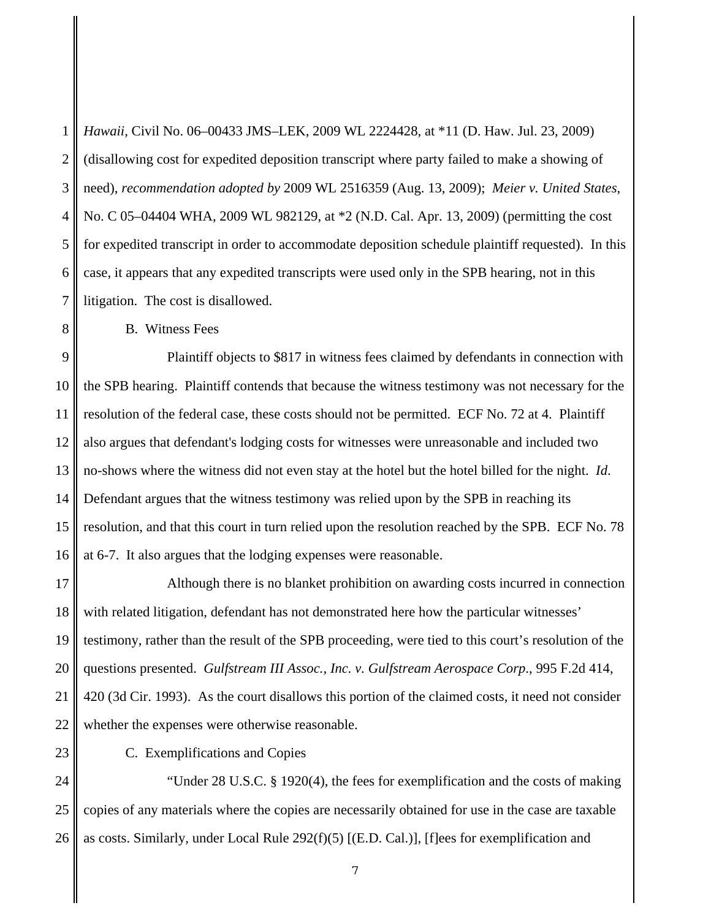*Hawaii*, Civil No. 06–00433 JMS–LEK, 2009 WL 2224428, at *11 (D. Haw. Jul. 23, 2009) (disallowing cost for expedited deposition transcript where party failed to make a showing of need), *recommendation adopted by* 2009 WL 2516359 (Aug. 13, 2009); *Meier v. United States*, No. C 05–04404 WHA, 2009 WL 982129, at *2 (N.D. Cal. Apr. 13, 2009) (permitting the cost for expedited transcript in order to accommodate deposition schedule plaintiff requested). In this case, it appears that any expedited transcripts were used only in the SPB hearing, not in this litigation. The cost is disallowed.

B. Witness Fees

Plaintiff objects to $817 in witness fees claimed by defendants in connection with the SPB hearing. Plaintiff contends that because the witness testimony was not necessary for the resolution of the federal case, these costs should not be permitted. ECF No. 72 at 4. Plaintiff also argues that defendant's lodging costs for witnesses were unreasonable and included two no-shows where the witness did not even stay at the hotel but the hotel billed for the night. *Id*. Defendant argues that the witness testimony was relied upon by the SPB in reaching its resolution, and that this court in turn relied upon the resolution reached by the SPB. ECF No. 78 at 6-7. It also argues that the lodging expenses were reasonable.

Although there is no blanket prohibition on awarding costs incurred in connection with related litigation, defendant has not demonstrated here how the particular witnesses' testimony, rather than the result of the SPB proceeding, were tied to this court's resolution of the questions presented. *Gulfstream III Assoc., Inc. v. Gulfstream Aerospace Corp*., 995 F.2d 414, 420 (3d Cir. 1993). As the court disallows this portion of the claimed costs, it need not consider whether the expenses were otherwise reasonable.

C. Exemplifications and Copies

"Under 28 U.S.C. § 1920(4), the fees for exemplification and the costs of making copies of any materials where the copies are necessarily obtained for use in the case are taxable as costs. Similarly, under Local Rule 292(f)(5) [(E.D. Cal.)], [f]ees for exemplification and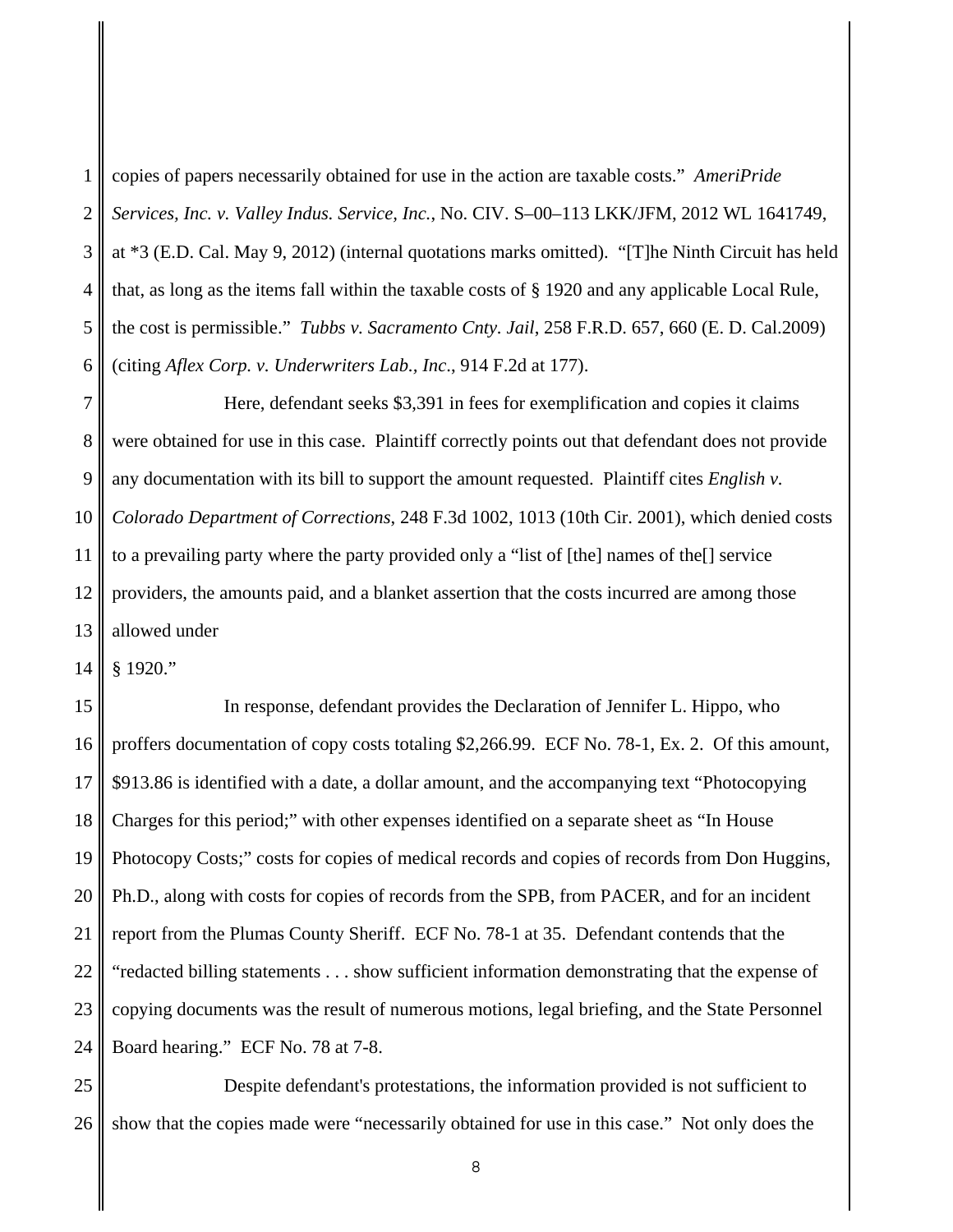copies of papers necessarily obtained for use in the action are taxable costs." *AmeriPride Services, Inc. v. Valley Indus. Service, Inc.*, No. CIV. S–00–113 LKK/JFM, 2012 WL 1641749, at *3 (E.D. Cal. May 9, 2012) (internal quotations marks omitted). "[T]he Ninth Circuit has held that, as long as the items fall within the taxable costs of § 1920 and any applicable Local Rule, the cost is permissible." *Tubbs v. Sacramento Cnty. Jail*, 258 F.R.D. 657, 660 (E. D. Cal.2009) (citing *Aflex Corp. v. Underwriters Lab., Inc*., 914 F.2d at 177).

Here, defendant seeks $3,391 in fees for exemplification and copies it claims were obtained for use in this case. Plaintiff correctly points out that defendant does not provide any documentation with its bill to support the amount requested. Plaintiff cites *English v. Colorado Department of Corrections*, 248 F.3d 1002, 1013 (10th Cir. 2001), which denied costs to a prevailing party where the party provided only a "list of [the] names of the[] service providers, the amounts paid, and a blanket assertion that the costs incurred are among those allowed under § 1920."

In response, defendant provides the Declaration of Jennifer L. Hippo, who proffers documentation of copy costs totaling $2,266.99. ECF No. 78-1, Ex. 2. Of this amount, $913.86 is identified with a date, a dollar amount, and the accompanying text "Photocopying Charges for this period;" with other expenses identified on a separate sheet as "In House Photocopy Costs;" costs for copies of medical records and copies of records from Don Huggins, Ph.D., along with costs for copies of records from the SPB, from PACER, and for an incident report from the Plumas County Sheriff. ECF No. 78-1 at 35. Defendant contends that the "redacted billing statements . . . show sufficient information demonstrating that the expense of copying documents was the result of numerous motions, legal briefing, and the State Personnel Board hearing." ECF No. 78 at 7-8.

Despite defendant's protestations, the information provided is not sufficient to show that the copies made were "necessarily obtained for use in this case." Not only does the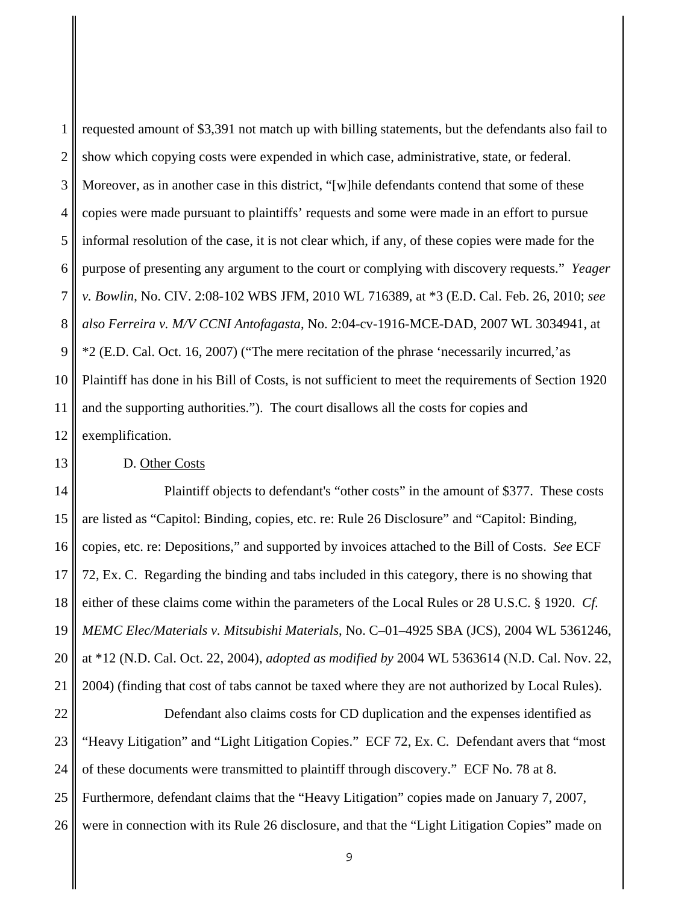requested amount of $3,391 not match up with billing statements, but the defendants also fail to show which copying costs were expended in which case, administrative, state, or federal. Moreover, as in another case in this district, "[w]hile defendants contend that some of these copies were made pursuant to plaintiffs' requests and some were made in an effort to pursue informal resolution of the case, it is not clear which, if any, of these copies were made for the purpose of presenting any argument to the court or complying with discovery requests." *Yeager v. Bowlin*, No. CIV. 2:08-102 WBS JFM, 2010 WL 716389, at *3 (E.D. Cal. Feb. 26, 2010; *see also Ferreira v. M/V CCNI Antofagasta*, No. 2:04-cv-1916-MCE-DAD, 2007 WL 3034941, at *2 (E.D. Cal. Oct. 16, 2007) ("The mere recitation of the phrase 'necessarily incurred,'as Plaintiff has done in his Bill of Costs, is not sufficient to meet the requirements of Section 1920 and the supporting authorities."). The court disallows all the costs for copies and exemplification.

D. Other Costs

Plaintiff objects to defendant's "other costs" in the amount of $377. These costs are listed as "Capitol: Binding, copies, etc. re: Rule 26 Disclosure" and "Capitol: Binding, copies, etc. re: Depositions," and supported by invoices attached to the Bill of Costs. *See* ECF 72, Ex. C. Regarding the binding and tabs included in this category, there is no showing that either of these claims come within the parameters of the Local Rules or 28 U.S.C. § 1920. *Cf. MEMC Elec/Materials v. Mitsubishi Materials*, No. C–01–4925 SBA (JCS), 2004 WL 5361246, at *12 (N.D. Cal. Oct. 22, 2004), *adopted as modified by* 2004 WL 5363614 (N.D. Cal. Nov. 22, 2004) (finding that cost of tabs cannot be taxed where they are not authorized by Local Rules).

Defendant also claims costs for CD duplication and the expenses identified as "Heavy Litigation" and "Light Litigation Copies." ECF 72, Ex. C. Defendant avers that "most of these documents were transmitted to plaintiff through discovery." ECF No. 78 at 8. Furthermore, defendant claims that the "Heavy Litigation" copies made on January 7, 2007, were in connection with its Rule 26 disclosure, and that the "Light Litigation Copies" made on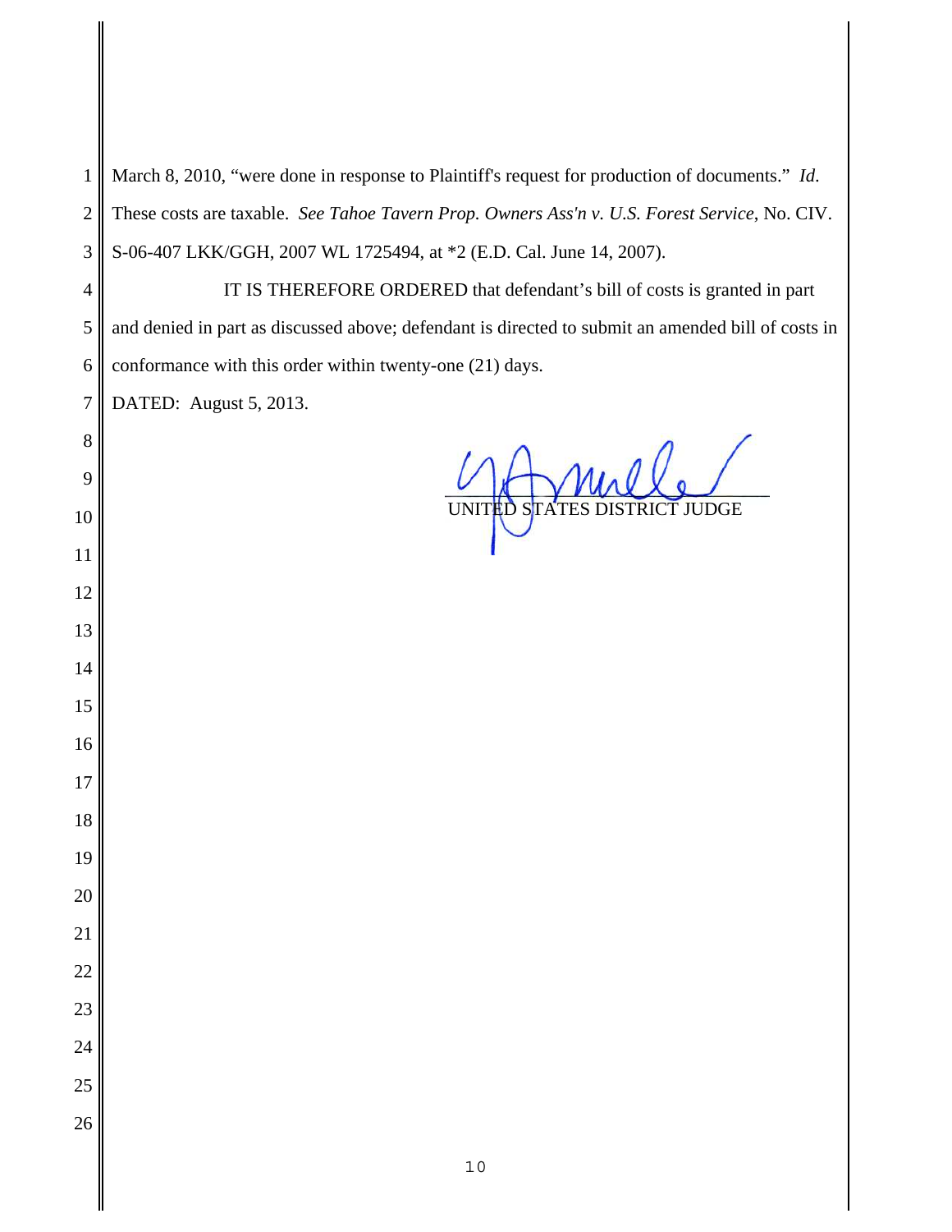March 8, 2010, "were done in response to Plaintiff's request for production of documents." *Id.* These costs are taxable. *See Tahoe Tavern Prop. Owners Ass'n v. U.S. Forest Service*, No. CIV. S-06-407 LKK/GGH, 2007 WL 1725494, at *2 (E.D. Cal. June 14, 2007).

IT IS THEREFORE ORDERED that defendant's bill of costs is granted in part and denied in part as discussed above; defendant is directed to submit an amended bill of costs in conformance with this order within twenty-one (21) days.

DATED: August 5, 2013.

UNITED STATES DISTRICT JUDGE